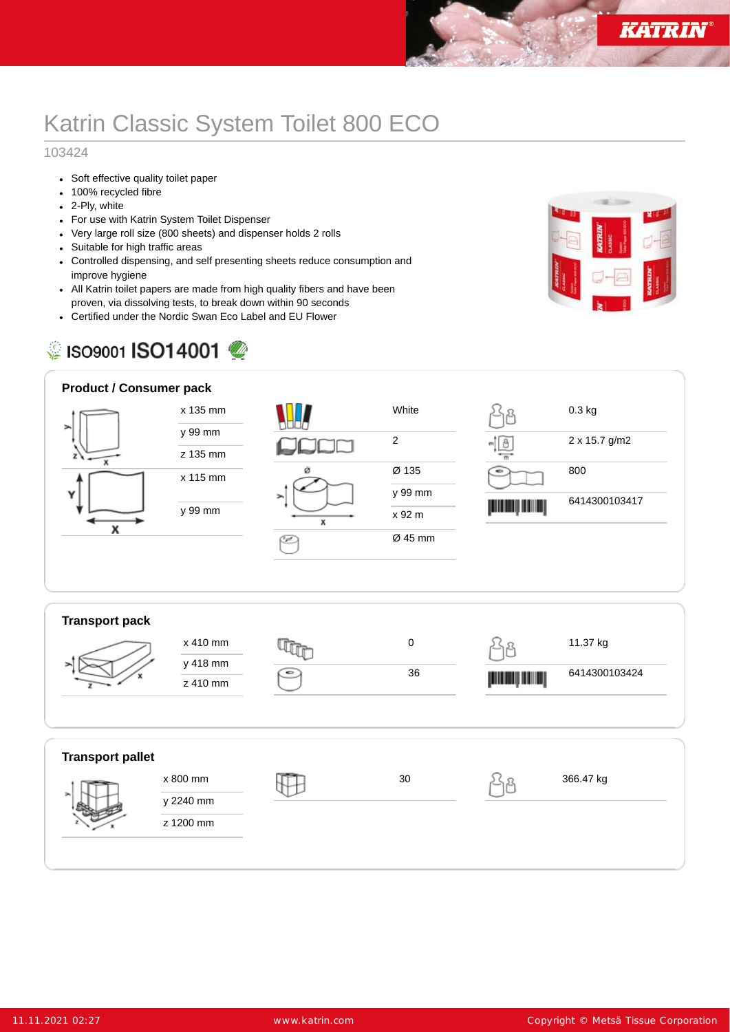# Katrin Classic System Toilet 800 ECO

103424

- Soft effective quality toilet paper
- 100% recycled fibre
- 2-Ply, white
- For use with Katrin System Toilet Dispenser
- Very large roll size (800 sheets) and dispenser holds 2 rolls
- Suitable for high traffic areas
- Controlled dispensing, and self presenting sheets reduce consumption and improve hygiene
- All Katrin toilet papers are made from high quality fibers and have been proven, via dissolving tests, to break down within 90 seconds
- Certified under the Nordic Swan Eco Label and EU Flower

ISO9001 ISO14001

## Product / Consumer pack

| | | |
|---|---|---|
| x 135 mm | White | 0.3 kg |
| y 99 mm | 2 | 2 x 15.7 g/m2 |
| z 135 mm | Ø 135 | 800 |
| x 115 mm | y 99 mm | 6414300103417 |
| y 99 mm | x 92 m | |
| | Ø 45 mm | |

## Transport pack

| | | |
|---|---|---|
| x 410 mm | 0 | 11.37 kg |
| y 418 mm | 36 | 6414300103424 |
| z 410 mm | | |

## Transport pallet

| | | |
|---|---|---|
| x 800 mm | 30 | 366.47 kg |
| y 2240 mm | | |
| z 1200 mm | | |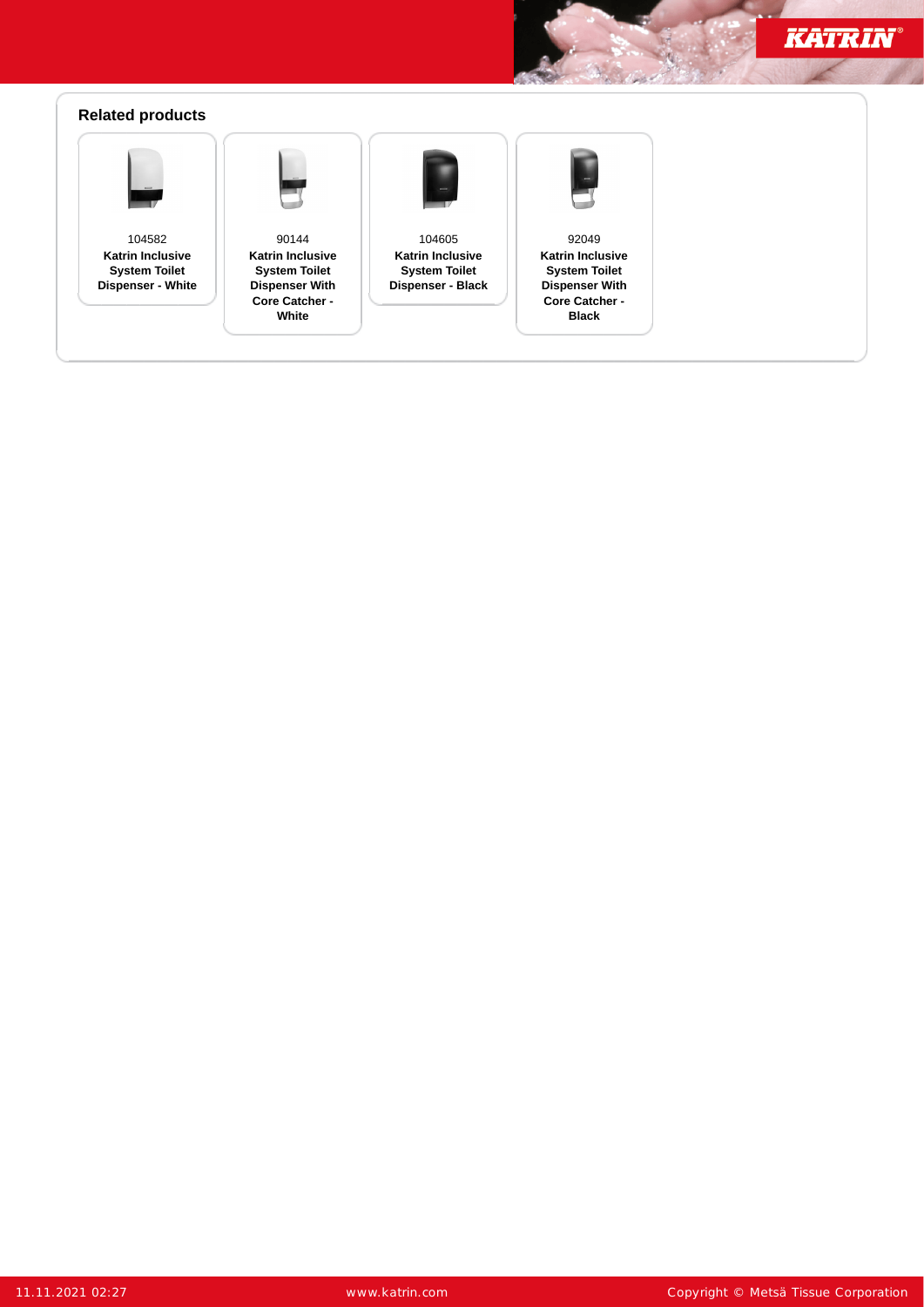## Related products

104582
**Katrin Inclusive System Toilet Dispenser - White**

90144
**Katrin Inclusive System Toilet Dispenser With Core Catcher - White**

104605
**Katrin Inclusive System Toilet Dispenser - Black**

92049
**Katrin Inclusive System Toilet Dispenser With Core Catcher - Black**